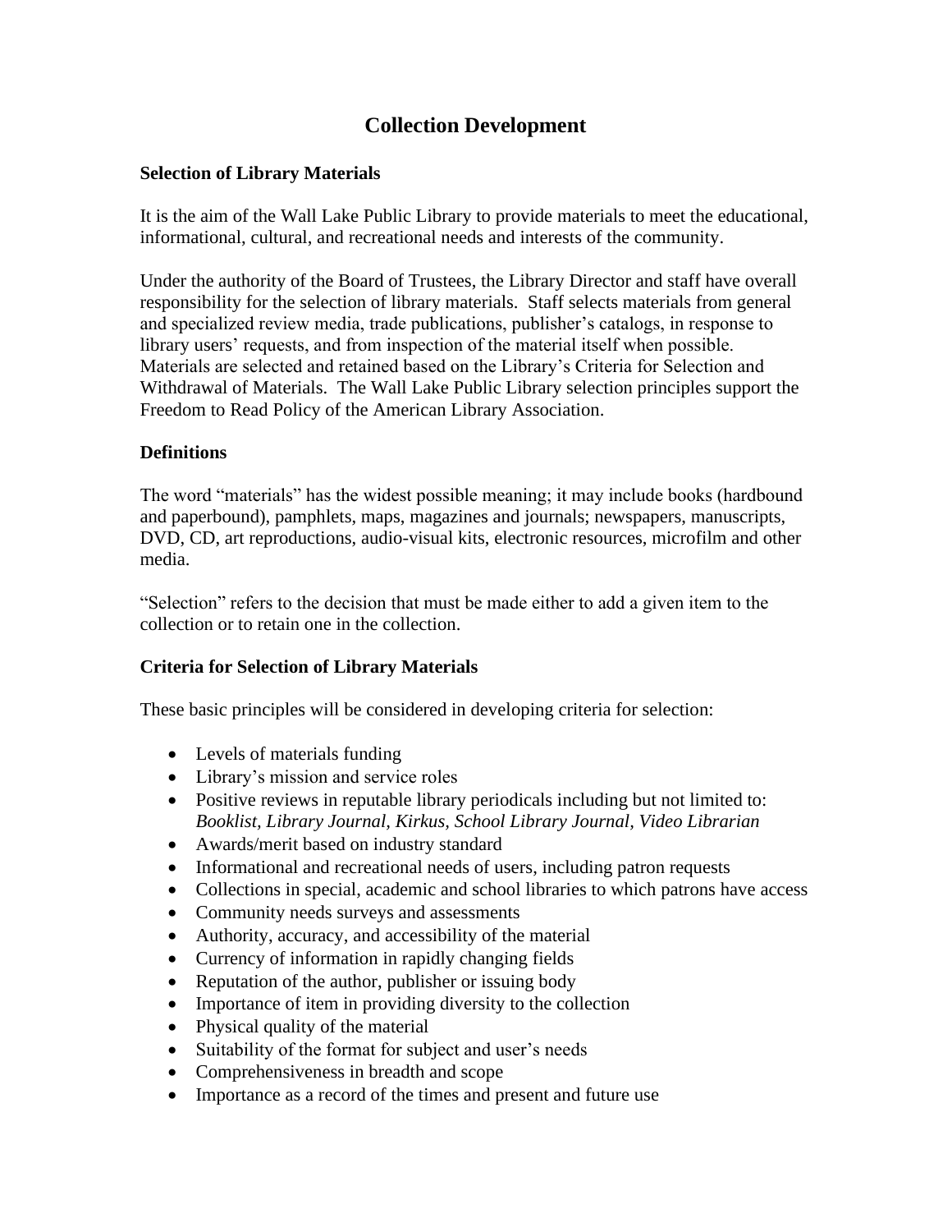# Collection Development

### Selection of Library Materials

It is the aim of the Wall Lake Public Library to provide materials to meet the educational, informational, cultural, and recreational needs and interests of the community.

Under the authority of the Board of Trustees, the Library Director and staff have overall responsibility for the selection of library materials. Staff selects materials from general and specialized review media, trade publications, publisher's catalogs, in response to library users' requests, and from inspection of the material itself when possible. Materials are selected and retained based on the Library's Criteria for Selection and Withdrawal of Materials. The Wall Lake Public Library selection principles support the Freedom to Read Policy of the American Library Association.

### Definitions

The word "materials" has the widest possible meaning; it may include books (hardbound and paperbound), pamphlets, maps, magazines and journals; newspapers, manuscripts, DVD, CD, art reproductions, audio-visual kits, electronic resources, microfilm and other media.

"Selection" refers to the decision that must be made either to add a given item to the collection or to retain one in the collection.

### Criteria for Selection of Library Materials

These basic principles will be considered in developing criteria for selection:

- Levels of materials funding
- Library's mission and service roles
- Positive reviews in reputable library periodicals including but not limited to: *Booklist, Library Journal, Kirkus, School Library Journal, Video Librarian*
- Awards/merit based on industry standard
- Informational and recreational needs of users, including patron requests
- Collections in special, academic and school libraries to which patrons have access
- Community needs surveys and assessments
- Authority, accuracy, and accessibility of the material
- Currency of information in rapidly changing fields
- Reputation of the author, publisher or issuing body
- Importance of item in providing diversity to the collection
- Physical quality of the material
- Suitability of the format for subject and user's needs
- Comprehensiveness in breadth and scope
- Importance as a record of the times and present and future use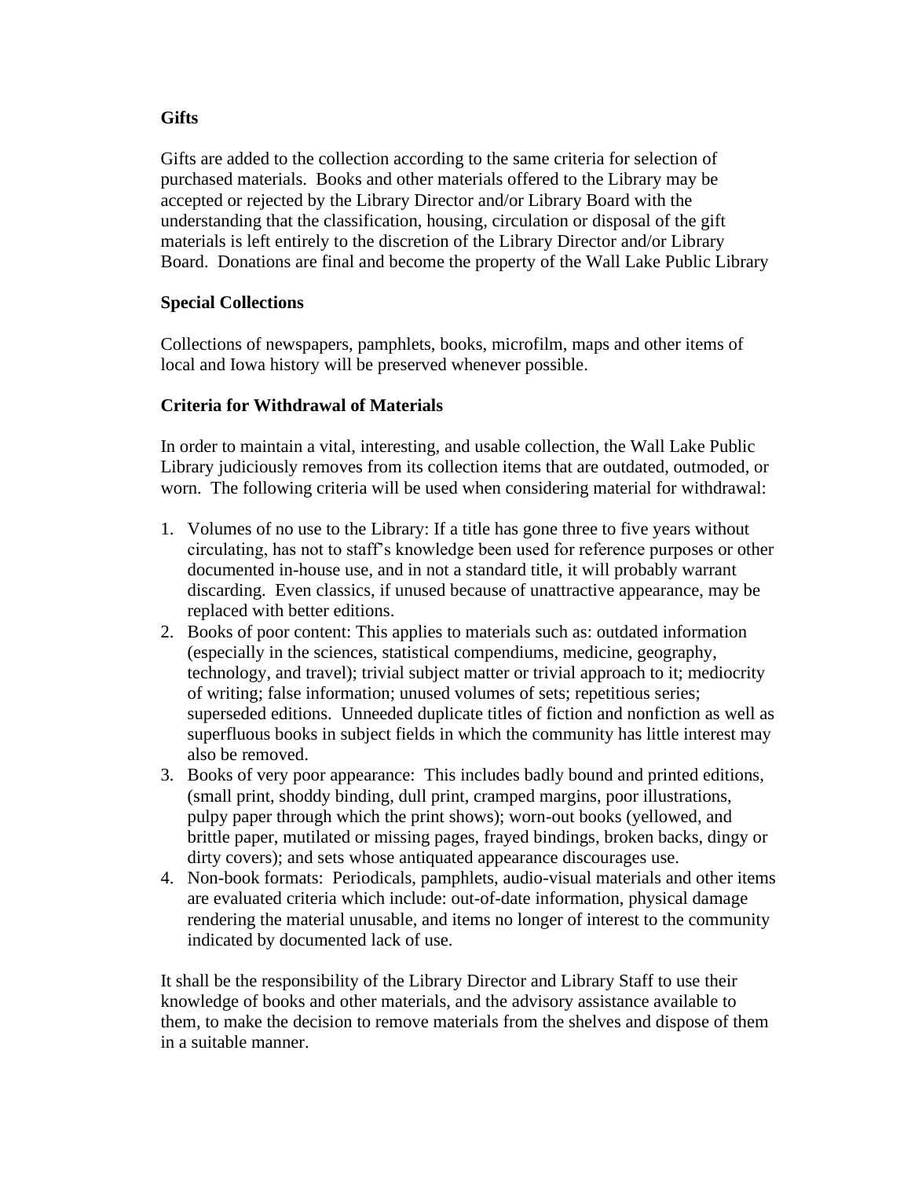**Gifts**

Gifts are added to the collection according to the same criteria for selection of purchased materials. Books and other materials offered to the Library may be accepted or rejected by the Library Director and/or Library Board with the understanding that the classification, housing, circulation or disposal of the gift materials is left entirely to the discretion of the Library Director and/or Library Board. Donations are final and become the property of the Wall Lake Public Library

**Special Collections**

Collections of newspapers, pamphlets, books, microfilm, maps and other items of local and Iowa history will be preserved whenever possible.

**Criteria for Withdrawal of Materials**

In order to maintain a vital, interesting, and usable collection, the Wall Lake Public Library judiciously removes from its collection items that are outdated, outmoded, or worn. The following criteria will be used when considering material for withdrawal:

1. Volumes of no use to the Library: If a title has gone three to five years without circulating, has not to staff's knowledge been used for reference purposes or other documented in-house use, and in not a standard title, it will probably warrant discarding. Even classics, if unused because of unattractive appearance, may be replaced with better editions.
2. Books of poor content: This applies to materials such as: outdated information (especially in the sciences, statistical compendiums, medicine, geography, technology, and travel); trivial subject matter or trivial approach to it; mediocrity of writing; false information; unused volumes of sets; repetitious series; superseded editions. Unneeded duplicate titles of fiction and nonfiction as well as superfluous books in subject fields in which the community has little interest may also be removed.
3. Books of very poor appearance: This includes badly bound and printed editions, (small print, shoddy binding, dull print, cramped margins, poor illustrations, pulpy paper through which the print shows); worn-out books (yellowed, and brittle paper, mutilated or missing pages, frayed bindings, broken backs, dingy or dirty covers); and sets whose antiquated appearance discourages use.
4. Non-book formats: Periodicals, pamphlets, audio-visual materials and other items are evaluated criteria which include: out-of-date information, physical damage rendering the material unusable, and items no longer of interest to the community indicated by documented lack of use.

It shall be the responsibility of the Library Director and Library Staff to use their knowledge of books and other materials, and the advisory assistance available to them, to make the decision to remove materials from the shelves and dispose of them in a suitable manner.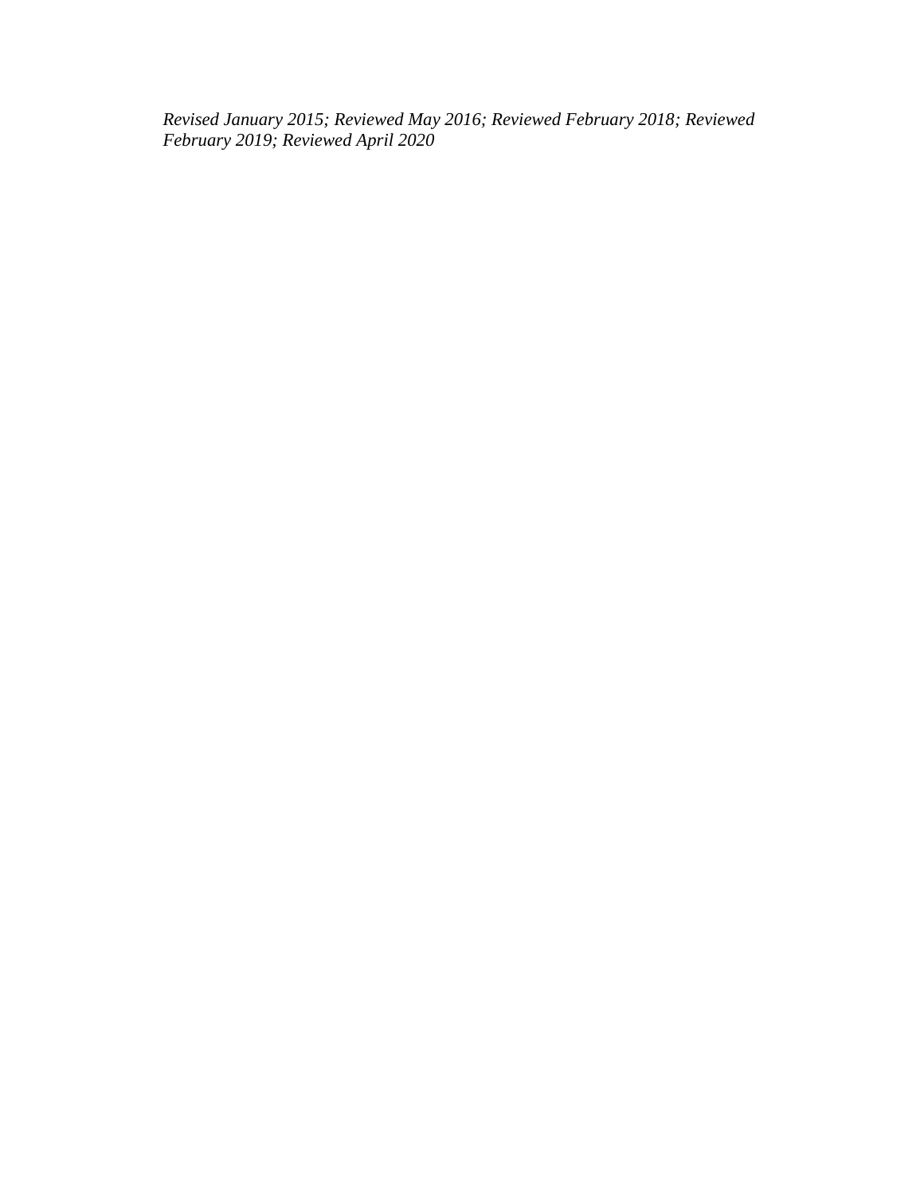*Revised January 2015; Reviewed May 2016; Reviewed February 2018; Reviewed February 2019; Reviewed April 2020*